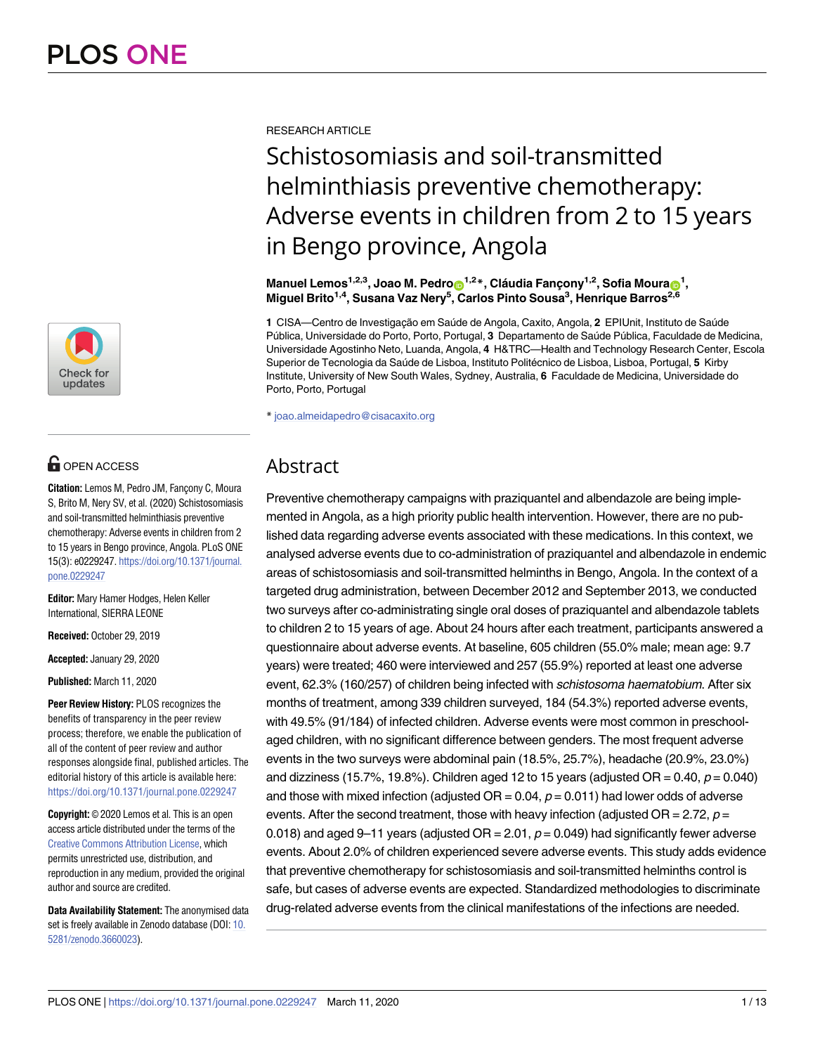RESEARCH ARTICLE

# Schistosomiasis and soil-transmitted helminthiasis preventive chemotherapy: Adverse events in children from 2 to 15 years in Bengo province, Angola

**Manuel Lemos**[1,2,3], **Joao M. Pedro**[1,2]*, **Cláudia Fançony**[1,2], **Sofia Moura**[1], **Miguel Brito**[1,4], **Susana Vaz Nery**[5], **Carlos Pinto Sousa**[3], **Henrique Barros**[2,6]

**1** CISA—Centro de Investigação em Saúde de Angola, Caxito, Angola, **2** EPIUnit, Instituto de Saúde Pública, Universidade do Porto, Porto, Portugal, **3** Departamento de Saúde Pública, Faculdade de Medicina, Universidade Agostinho Neto, Luanda, Angola, **4** H&TRC—Health and Technology Research Center, Escola Superior de Tecnologia da Saúde de Lisboa, Instituto Politécnico de Lisboa, Lisboa, Portugal, **5** Kirby Institute, University of New South Wales, Sydney, Australia, **6** Faculdade de Medicina, Universidade do Porto, Porto, Portugal

* joao.almeidapedro@cisacaxito.org

## Abstract

Preventive chemotherapy campaigns with praziquantel and albendazole are being implemented in Angola, as a high priority public health intervention. However, there are no published data regarding adverse events associated with these medications. In this context, we analysed adverse events due to co-administration of praziquantel and albendazole in endemic areas of schistosomiasis and soil-transmitted helminths in Bengo, Angola. In the context of a targeted drug administration, between December 2012 and September 2013, we conducted two surveys after co-administrating single oral doses of praziquantel and albendazole tablets to children 2 to 15 years of age. About 24 hours after each treatment, participants answered a questionnaire about adverse events. At baseline, 605 children (55.0% male; mean age: 9.7 years) were treated; 460 were interviewed and 257 (55.9%) reported at least one adverse event, 62.3% (160/257) of children being infected with *schistosoma haematobium*. After six months of treatment, among 339 children surveyed, 184 (54.3%) reported adverse events, with 49.5% (91/184) of infected children. Adverse events were most common in preschool-aged children, with no significant difference between genders. The most frequent adverse events in the two surveys were abdominal pain (18.5%, 25.7%), headache (20.9%, 23.0%) and dizziness (15.7%, 19.8%). Children aged 12 to 15 years (adjusted OR = 0.40, $p = 0.040$) and those with mixed infection (adjusted OR = 0.04, $p = 0.011$) had lower odds of adverse events. After the second treatment, those with heavy infection (adjusted OR = 2.72, $p = 0.018$) and aged 9–11 years (adjusted OR = 2.01, $p = 0.049$) had significantly fewer adverse events. About 2.0% of children experienced severe adverse events. This study adds evidence that preventive chemotherapy for schistosomiasis and soil-transmitted helminths control is safe, but cases of adverse events are expected. Standardized methodologies to discriminate drug-related adverse events from the clinical manifestations of the infections are needed.

OPEN ACCESS

**Citation:** Lemos M, Pedro JM, Fançony C, Moura S, Brito M, Nery SV, et al. (2020) Schistosomiasis and soil-transmitted helminthiasis preventive chemotherapy: Adverse events in children from 2 to 15 years in Bengo province, Angola. PLoS ONE 15(3): e0229247. https://doi.org/10.1371/journal.pone.0229247

**Editor:** Mary Hamer Hodges, Helen Keller International, SIERRA LEONE

**Received:** October 29, 2019

**Accepted:** January 29, 2020

**Published:** March 11, 2020

**Peer Review History:** PLOS recognizes the benefits of transparency in the peer review process; therefore, we enable the publication of all of the content of peer review and author responses alongside final, published articles. The editorial history of this article is available here: https://doi.org/10.1371/journal.pone.0229247

**Copyright:** © 2020 Lemos et al. This is an open access article distributed under the terms of the Creative Commons Attribution License, which permits unrestricted use, distribution, and reproduction in any medium, provided the original author and source are credited.

**Data Availability Statement:** The anonymised data set is freely available in Zenodo database (DOI: 10.5281/zenodo.3660023).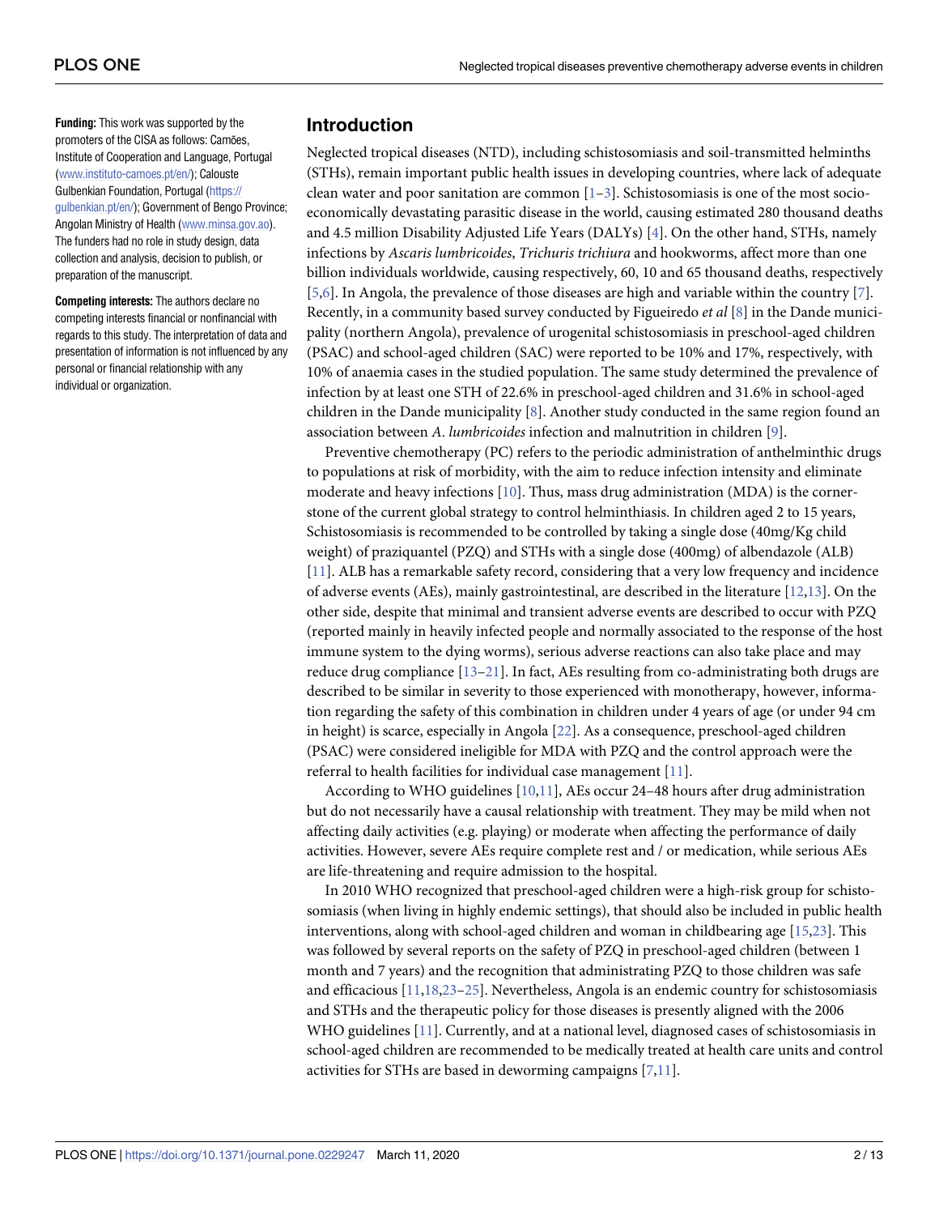**Funding:** This work was supported by the promoters of the CISA as follows: Camões, Institute of Cooperation and Language, Portugal (www.instituto-camoes.pt/en/); Calouste Gulbenkian Foundation, Portugal (https://gulbenkian.pt/en/); Government of Bengo Province; Angolan Ministry of Health (www.minsa.gov.ao). The funders had no role in study design, data collection and analysis, decision to publish, or preparation of the manuscript.

**Competing interests:** The authors declare no competing interests financial or nonfinancial with regards to this study. The interpretation of data and presentation of information is not influenced by any personal or financial relationship with any individual or organization.

## Introduction

Neglected tropical diseases (NTD), including schistosomiasis and soil-transmitted helminths (STHs), remain important public health issues in developing countries, where lack of adequate clean water and poor sanitation are common [1–3]. Schistosomiasis is one of the most socio-economically devastating parasitic disease in the world, causing estimated 280 thousand deaths and 4.5 million Disability Adjusted Life Years (DALYs) [4]. On the other hand, STHs, namely infections by *Ascaris lumbricoides*, *Trichuris trichiura* and hookworms, affect more than one billion individuals worldwide, causing respectively, 60, 10 and 65 thousand deaths, respectively [5,6]. In Angola, the prevalence of those diseases are high and variable within the country [7]. Recently, in a community based survey conducted by Figueiredo *et al* [8] in the Dande municipality (northern Angola), prevalence of urogenital schistosomiasis in preschool-aged children (PSAC) and school-aged children (SAC) were reported to be 10% and 17%, respectively, with 10% of anaemia cases in the studied population. The same study determined the prevalence of infection by at least one STH of 22.6% in preschool-aged children and 31.6% in school-aged children in the Dande municipality [8]. Another study conducted in the same region found an association between *A. lumbricoides* infection and malnutrition in children [9].

Preventive chemotherapy (PC) refers to the periodic administration of anthelminthic drugs to populations at risk of morbidity, with the aim to reduce infection intensity and eliminate moderate and heavy infections [10]. Thus, mass drug administration (MDA) is the cornerstone of the current global strategy to control helminthiasis. In children aged 2 to 15 years, Schistosomiasis is recommended to be controlled by taking a single dose (40mg/Kg child weight) of praziquantel (PZQ) and STHs with a single dose (400mg) of albendazole (ALB) [11]. ALB has a remarkable safety record, considering that a very low frequency and incidence of adverse events (AEs), mainly gastrointestinal, are described in the literature [12,13]. On the other side, despite that minimal and transient adverse events are described to occur with PZQ (reported mainly in heavily infected people and normally associated to the response of the host immune system to the dying worms), serious adverse reactions can also take place and may reduce drug compliance [13–21]. In fact, AEs resulting from co-administrating both drugs are described to be similar in severity to those experienced with monotherapy, however, information regarding the safety of this combination in children under 4 years of age (or under 94 cm in height) is scarce, especially in Angola [22]. As a consequence, preschool-aged children (PSAC) were considered ineligible for MDA with PZQ and the control approach were the referral to health facilities for individual case management [11].

According to WHO guidelines [10,11], AEs occur 24–48 hours after drug administration but do not necessarily have a causal relationship with treatment. They may be mild when not affecting daily activities (e.g. playing) or moderate when affecting the performance of daily activities. However, severe AEs require complete rest and / or medication, while serious AEs are life-threatening and require admission to the hospital.

In 2010 WHO recognized that preschool-aged children were a high-risk group for schistosomiasis (when living in highly endemic settings), that should also be included in public health interventions, along with school-aged children and woman in childbearing age [15,23]. This was followed by several reports on the safety of PZQ in preschool-aged children (between 1 month and 7 years) and the recognition that administrating PZQ to those children was safe and efficacious [11,18,23–25]. Nevertheless, Angola is an endemic country for schistosomiasis and STHs and the therapeutic policy for those diseases is presently aligned with the 2006 WHO guidelines [11]. Currently, and at a national level, diagnosed cases of schistosomiasis in school-aged children are recommended to be medically treated at health care units and control activities for STHs are based in deworming campaigns [7,11].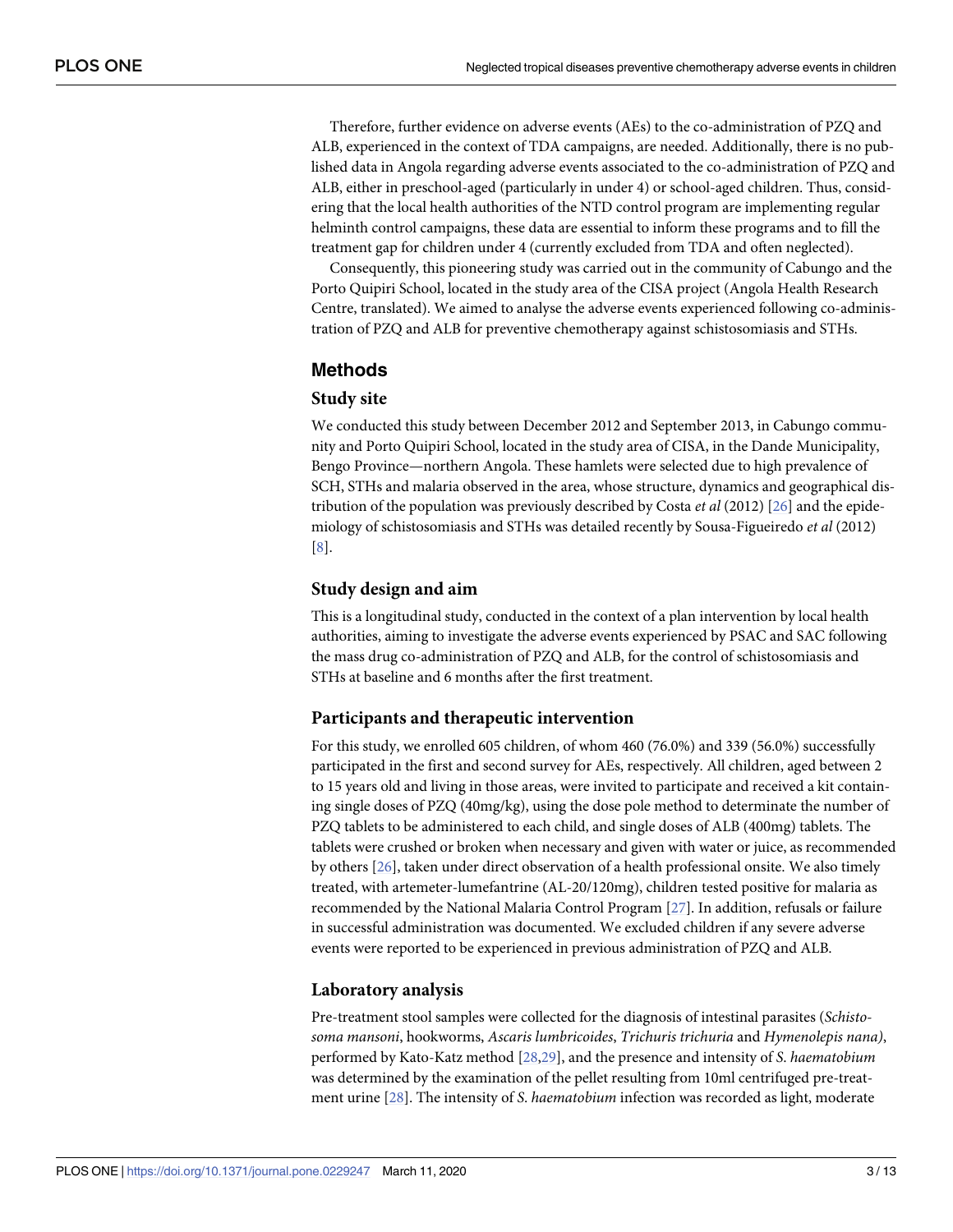Therefore, further evidence on adverse events (AEs) to the co-administration of PZQ and ALB, experienced in the context of TDA campaigns, are needed. Additionally, there is no published data in Angola regarding adverse events associated to the co-administration of PZQ and ALB, either in preschool-aged (particularly in under 4) or school-aged children. Thus, considering that the local health authorities of the NTD control program are implementing regular helminth control campaigns, these data are essential to inform these programs and to fill the treatment gap for children under 4 (currently excluded from TDA and often neglected).

Consequently, this pioneering study was carried out in the community of Cabungo and the Porto Quipiri School, located in the study area of the CISA project (Angola Health Research Centre, translated). We aimed to analyse the adverse events experienced following co-administration of PZQ and ALB for preventive chemotherapy against schistosomiasis and STHs.

## Methods

### Study site

We conducted this study between December 2012 and September 2013, in Cabungo community and Porto Quipiri School, located in the study area of CISA, in the Dande Municipality, Bengo Province—northern Angola. These hamlets were selected due to high prevalence of SCH, STHs and malaria observed in the area, whose structure, dynamics and geographical distribution of the population was previously described by Costa *et al* (2012) [26] and the epidemiology of schistosomiasis and STHs was detailed recently by Sousa-Figueiredo *et al* (2012) [8].

### Study design and aim

This is a longitudinal study, conducted in the context of a plan intervention by local health authorities, aiming to investigate the adverse events experienced by PSAC and SAC following the mass drug co-administration of PZQ and ALB, for the control of schistosomiasis and STHs at baseline and 6 months after the first treatment.

### Participants and therapeutic intervention

For this study, we enrolled 605 children, of whom 460 (76.0%) and 339 (56.0%) successfully participated in the first and second survey for AEs, respectively. All children, aged between 2 to 15 years old and living in those areas, were invited to participate and received a kit containing single doses of PZQ (40mg/kg), using the dose pole method to determinate the number of PZQ tablets to be administered to each child, and single doses of ALB (400mg) tablets. The tablets were crushed or broken when necessary and given with water or juice, as recommended by others [26], taken under direct observation of a health professional onsite. We also timely treated, with artemeter-lumefantrine (AL-20/120mg), children tested positive for malaria as recommended by the National Malaria Control Program [27]. In addition, refusals or failure in successful administration was documented. We excluded children if any severe adverse events were reported to be experienced in previous administration of PZQ and ALB.

### Laboratory analysis

Pre-treatment stool samples were collected for the diagnosis of intestinal parasites (*Schistosoma mansoni*, hookworms, *Ascaris lumbricoides*, *Trichuris trichuria* and *Hymenolepis nana)*, performed by Kato-Katz method [28,29], and the presence and intensity of *S. haematobium* was determined by the examination of the pellet resulting from 10ml centrifuged pre-treatment urine [28]. The intensity of *S. haematobium* infection was recorded as light, moderate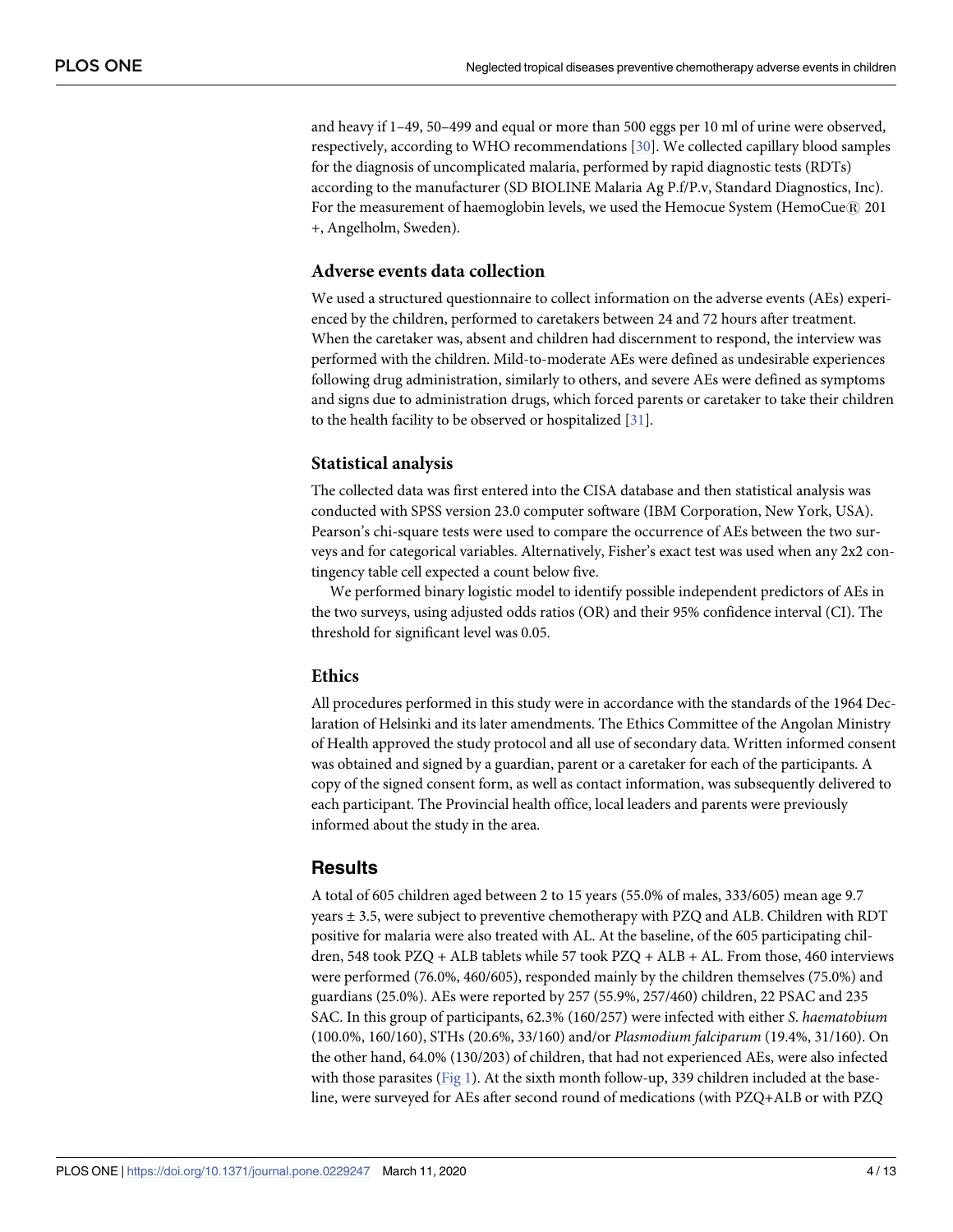and heavy if 1–49, 50–499 and equal or more than 500 eggs per 10 ml of urine were observed, respectively, according to WHO recommendations [30]. We collected capillary blood samples for the diagnosis of uncomplicated malaria, performed by rapid diagnostic tests (RDTs) according to the manufacturer (SD BIOLINE Malaria Ag P.f/P.v, Standard Diagnostics, Inc). For the measurement of haemoglobin levels, we used the Hemocue System (HemoCue® 201 +, Angelholm, Sweden).

### Adverse events data collection

We used a structured questionnaire to collect information on the adverse events (AEs) experienced by the children, performed to caretakers between 24 and 72 hours after treatment. When the caretaker was, absent and children had discernment to respond, the interview was performed with the children. Mild-to-moderate AEs were defined as undesirable experiences following drug administration, similarly to others, and severe AEs were defined as symptoms and signs due to administration drugs, which forced parents or caretaker to take their children to the health facility to be observed or hospitalized [31].

### Statistical analysis

The collected data was first entered into the CISA database and then statistical analysis was conducted with SPSS version 23.0 computer software (IBM Corporation, New York, USA). Pearson's chi-square tests were used to compare the occurrence of AEs between the two surveys and for categorical variables. Alternatively, Fisher's exact test was used when any 2x2 contingency table cell expected a count below five.

We performed binary logistic model to identify possible independent predictors of AEs in the two surveys, using adjusted odds ratios (OR) and their 95% confidence interval (CI). The threshold for significant level was 0.05.

### Ethics

All procedures performed in this study were in accordance with the standards of the 1964 Declaration of Helsinki and its later amendments. The Ethics Committee of the Angolan Ministry of Health approved the study protocol and all use of secondary data. Written informed consent was obtained and signed by a guardian, parent or a caretaker for each of the participants. A copy of the signed consent form, as well as contact information, was subsequently delivered to each participant. The Provincial health office, local leaders and parents were previously informed about the study in the area.

## Results

A total of 605 children aged between 2 to 15 years (55.0% of males, 333/605) mean age 9.7 years ± 3.5, were subject to preventive chemotherapy with PZQ and ALB. Children with RDT positive for malaria were also treated with AL. At the baseline, of the 605 participating children, 548 took PZQ + ALB tablets while 57 took PZQ + ALB + AL. From those, 460 interviews were performed (76.0%, 460/605), responded mainly by the children themselves (75.0%) and guardians (25.0%). AEs were reported by 257 (55.9%, 257/460) children, 22 PSAC and 235 SAC. In this group of participants, 62.3% (160/257) were infected with either *S. haematobium* (100.0%, 160/160), STHs (20.6%, 33/160) and/or *Plasmodium falciparum* (19.4%, 31/160). On the other hand, 64.0% (130/203) of children, that had not experienced AEs, were also infected with those parasites (Fig 1). At the sixth month follow-up, 339 children included at the baseline, were surveyed for AEs after second round of medications (with PZQ+ALB or with PZQ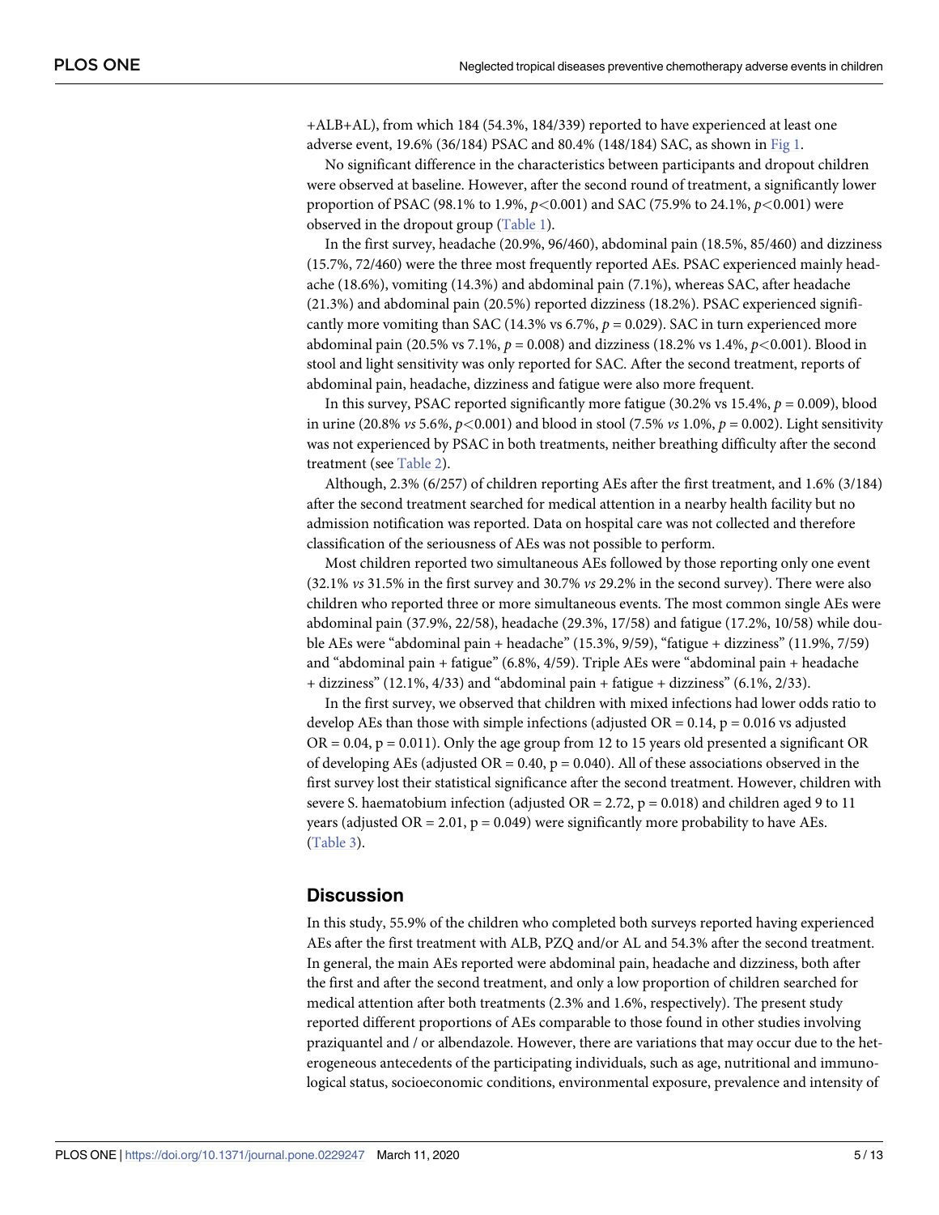+ALB+AL), from which 184 (54.3%, 184/339) reported to have experienced at least one adverse event, 19.6% (36/184) PSAC and 80.4% (148/184) SAC, as shown in Fig 1.

No significant difference in the characteristics between participants and dropout children were observed at baseline. However, after the second round of treatment, a significantly lower proportion of PSAC (98.1% to 1.9%, $p<0.001$) and SAC (75.9% to 24.1%, $p<0.001$) were observed in the dropout group (Table 1).

In the first survey, headache (20.9%, 96/460), abdominal pain (18.5%, 85/460) and dizziness (15.7%, 72/460) were the three most frequently reported AEs. PSAC experienced mainly headache (18.6%), vomiting (14.3%) and abdominal pain (7.1%), whereas SAC, after headache (21.3%) and abdominal pain (20.5%) reported dizziness (18.2%). PSAC experienced significantly more vomiting than SAC (14.3% vs 6.7%, $p = 0.029$). SAC in turn experienced more abdominal pain (20.5% vs 7.1%, $p = 0.008$) and dizziness (18.2% vs 1.4%, $p<0.001$). Blood in stool and light sensitivity was only reported for SAC. After the second treatment, reports of abdominal pain, headache, dizziness and fatigue were also more frequent.

In this survey, PSAC reported significantly more fatigue (30.2% vs 15.4%, $p = 0.009$), blood in urine (20.8% *vs* 5.6%, $p<0.001$) and blood in stool (7.5% *vs* 1.0%, $p = 0.002$). Light sensitivity was not experienced by PSAC in both treatments, neither breathing difficulty after the second treatment (see Table 2).

Although, 2.3% (6/257) of children reporting AEs after the first treatment, and 1.6% (3/184) after the second treatment searched for medical attention in a nearby health facility but no admission notification was reported. Data on hospital care was not collected and therefore classification of the seriousness of AEs was not possible to perform.

Most children reported two simultaneous AEs followed by those reporting only one event (32.1% *vs* 31.5% in the first survey and 30.7% *vs* 29.2% in the second survey). There were also children who reported three or more simultaneous events. The most common single AEs were abdominal pain (37.9%, 22/58), headache (29.3%, 17/58) and fatigue (17.2%, 10/58) while double AEs were "abdominal pain + headache" (15.3%, 9/59), "fatigue + dizziness" (11.9%, 7/59) and "abdominal pain + fatigue" (6.8%, 4/59). Triple AEs were "abdominal pain + headache + dizziness" (12.1%, 4/33) and "abdominal pain + fatigue + dizziness" (6.1%, 2/33).

In the first survey, we observed that children with mixed infections had lower odds ratio to develop AEs than those with simple infections (adjusted OR = 0.14, p = 0.016 vs adjusted OR = 0.04, p = 0.011). Only the age group from 12 to 15 years old presented a significant OR of developing AEs (adjusted OR = 0.40, p = 0.040). All of these associations observed in the first survey lost their statistical significance after the second treatment. However, children with severe S. haematobium infection (adjusted OR = 2.72, p = 0.018) and children aged 9 to 11 years (adjusted OR = 2.01, p = 0.049) were significantly more probability to have AEs. (Table 3).

## Discussion

In this study, 55.9% of the children who completed both surveys reported having experienced AEs after the first treatment with ALB, PZQ and/or AL and 54.3% after the second treatment. In general, the main AEs reported were abdominal pain, headache and dizziness, both after the first and after the second treatment, and only a low proportion of children searched for medical attention after both treatments (2.3% and 1.6%, respectively). The present study reported different proportions of AEs comparable to those found in other studies involving praziquantel and / or albendazole. However, there are variations that may occur due to the heterogeneous antecedents of the participating individuals, such as age, nutritional and immunological status, socioeconomic conditions, environmental exposure, prevalence and intensity of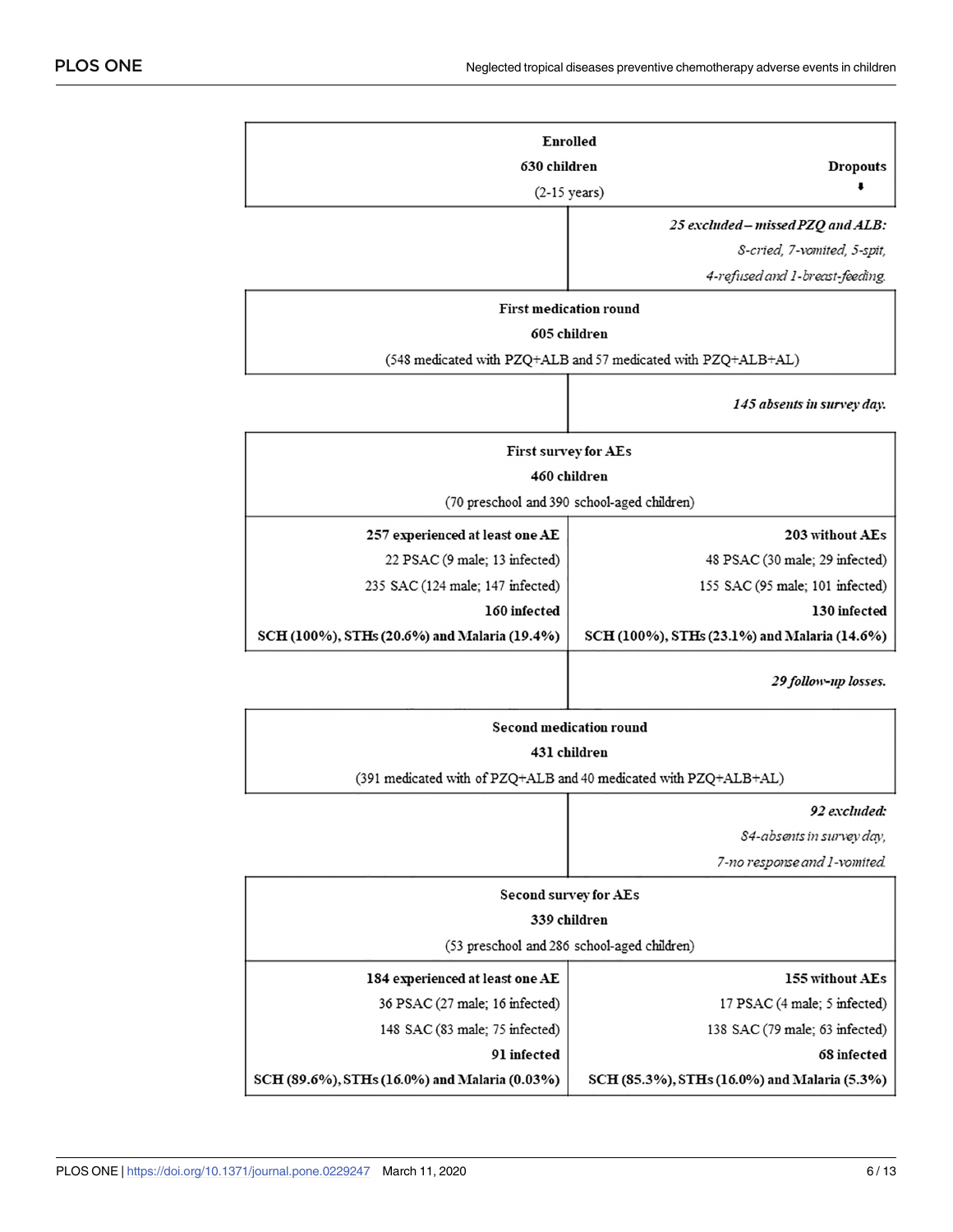**Enrolled**
**630 children**
(2-15 years)

**Dropouts**

*25 excluded – missed PZQ and ALB:*
*8-cried, 7-vomited, 5-spit,*
*4-refused and 1-breast-feeding.*

**First medication round**
**605 children**
(548 medicated with PZQ+ALB and 57 medicated with PZQ+ALB+AL)

*145 absents in survey day.*

**First survey for AEs**
**460 children**
(70 preschool and 390 school-aged children)

| **257 experienced at least one AE** | **203 without AEs** |
|---|---|
| 22 PSAC (9 male; 13 infected) | 48 PSAC (30 male; 29 infected) |
| 235 SAC (124 male; 147 infected) | 155 SAC (95 male; 101 infected) |
| **160 infected** | **130 infected** |
| **SCH (100%), STHs (20.6%) and Malaria (19.4%)** | **SCH (100%), STHs (23.1%) and Malaria (14.6%)** |

*29 follow-up losses.*

**Second medication round**
**431 children**
(391 medicated with of PZQ+ALB and 40 medicated with PZQ+ALB+AL)

*92 excluded:*
*84-absents in survey day,*
*7-no response and 1-vomited.*

**Second survey for AEs**
**339 children**
(53 preschool and 286 school-aged children)

| **184 experienced at least one AE** | **155 without AEs** |
|---|---|
| 36 PSAC (27 male; 16 infected) | 17 PSAC (4 male; 5 infected) |
| 148 SAC (83 male; 75 infected) | 138 SAC (79 male; 63 infected) |
| **91 infected** | **68 infected** |
| **SCH (89.6%), STHs (16.0%) and Malaria (0.03%)** | **SCH (85.3%), STHs (16.0%) and Malaria (5.3%)** |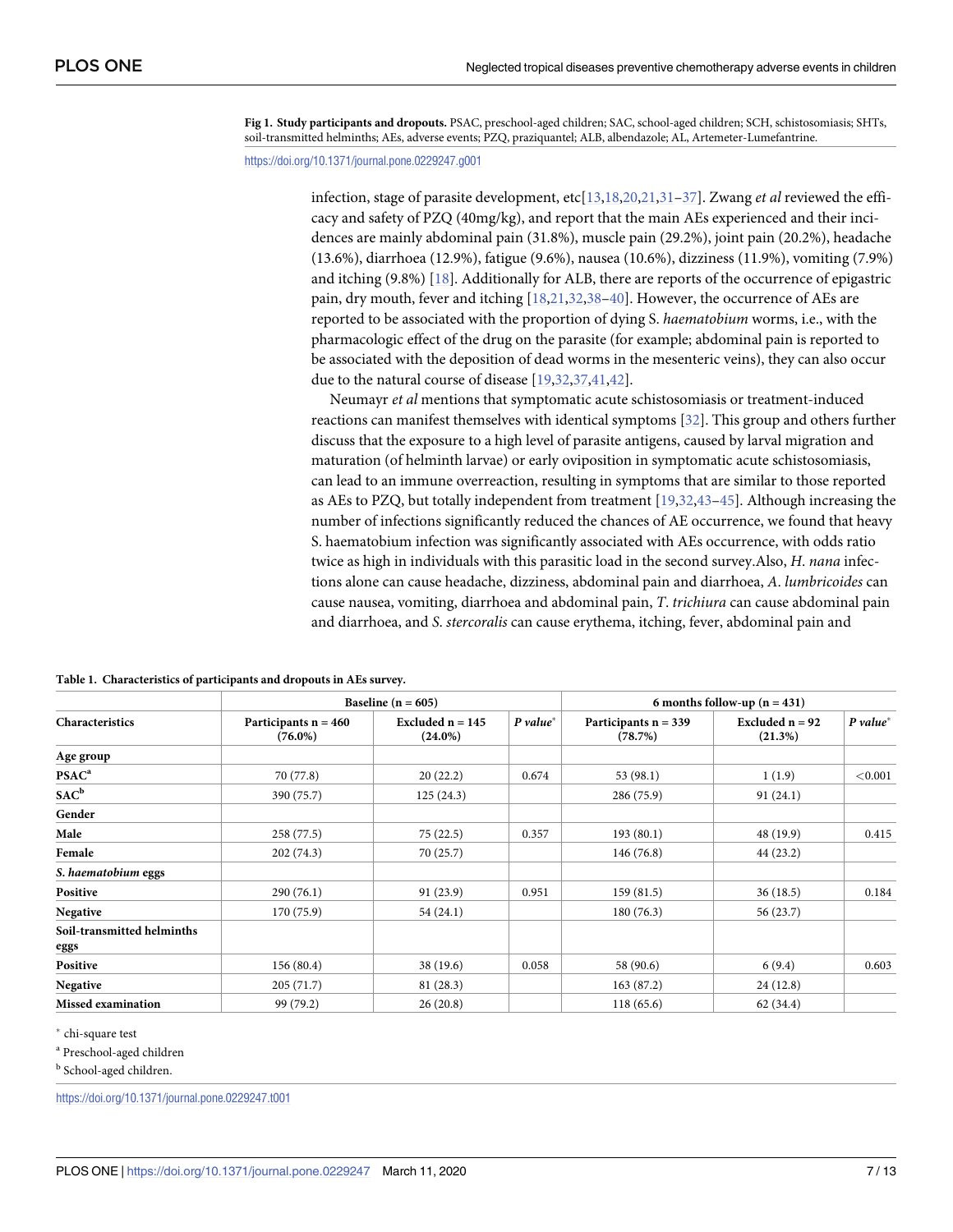**Fig 1. Study participants and dropouts.** PSAC, preschool-aged children; SAC, school-aged children; SCH, schistosomiasis; SHTs, soil-transmitted helminths; AEs, adverse events; PZQ, praziquantel; ALB, albendazole; AL, Artemeter-Lumefantrine.

https://doi.org/10.1371/journal.pone.0229247.g001

infection, stage of parasite development, etc[13,18,20,21,31–37]. Zwang *et al* reviewed the efficacy and safety of PZQ (40mg/kg), and report that the main AEs experienced and their incidences are mainly abdominal pain (31.8%), muscle pain (29.2%), joint pain (20.2%), headache (13.6%), diarrhoea (12.9%), fatigue (9.6%), nausea (10.6%), dizziness (11.9%), vomiting (7.9%) and itching (9.8%) [18]. Additionally for ALB, there are reports of the occurrence of epigastric pain, dry mouth, fever and itching [18,21,32,38–40]. However, the occurrence of AEs are reported to be associated with the proportion of dying S. *haematobium* worms, i.e., with the pharmacologic effect of the drug on the parasite (for example; abdominal pain is reported to be associated with the deposition of dead worms in the mesenteric veins), they can also occur due to the natural course of disease [19,32,37,41,42].

Neumayr *et al* mentions that symptomatic acute schistosomiasis or treatment-induced reactions can manifest themselves with identical symptoms [32]. This group and others further discuss that the exposure to a high level of parasite antigens, caused by larval migration and maturation (of helminth larvae) or early oviposition in symptomatic acute schistosomiasis, can lead to an immune overreaction, resulting in symptoms that are similar to those reported as AEs to PZQ, but totally independent from treatment [19,32,43–45]. Although increasing the number of infections significantly reduced the chances of AE occurrence, we found that heavy S. haematobium infection was significantly associated with AEs occurrence, with odds ratio twice as high in individuals with this parasitic load in the second survey.Also, *H*. *nana* infections alone can cause headache, dizziness, abdominal pain and diarrhoea, *A*. *lumbricoides* can cause nausea, vomiting, diarrhoea and abdominal pain, *T*. *trichiura* can cause abdominal pain and diarrhoea, and *S*. *stercoralis* can cause erythema, itching, fever, abdominal pain and

**Table 1. Characteristics of participants and dropouts in AEs survey.**

| | Baseline (n = 605) | | | 6 months follow-up (n = 431) | | |
|---|---|---|---|---|---|---|
| **Characteristics** | **Participants n = 460 (76.0%)** | **Excluded n = 145 (24.0%)** | ***P value*** * | **Participants n = 339 (78.7%)** | **Excluded n = 92 (21.3%)** | ***P value*** * |
| **Age group** | | | | | | |
| **PSAC**[a] | 70 (77.8) | 20 (22.2) | 0.674 | 53 (98.1) | 1 (1.9) | <0.001 |
| **SAC**[b] | 390 (75.7) | 125 (24.3) | | 286 (75.9) | 91 (24.1) | |
| **Gender** | | | | | | |
| **Male** | 258 (77.5) | 75 (22.5) | 0.357 | 193 (80.1) | 48 (19.9) | 0.415 |
| **Female** | 202 (74.3) | 70 (25.7) | | 146 (76.8) | 44 (23.2) | |
| ***S. haematobium* eggs** | | | | | | |
| **Positive** | 290 (76.1) | 91 (23.9) | 0.951 | 159 (81.5) | 36 (18.5) | 0.184 |
| **Negative** | 170 (75.9) | 54 (24.1) | | 180 (76.3) | 56 (23.7) | |
| **Soil-transmitted helminths eggs** | | | | | | |
| **Positive** | 156 (80.4) | 38 (19.6) | 0.058 | 58 (90.6) | 6 (9.4) | 0.603 |
| **Negative** | 205 (71.7) | 81 (28.3) | | 163 (87.2) | 24 (12.8) | |
| **Missed examination** | 99 (79.2) | 26 (20.8) | | 118 (65.6) | 62 (34.4) | |

* chi-square test

[a] Preschool-aged children

[b] School-aged children.

https://doi.org/10.1371/journal.pone.0229247.t001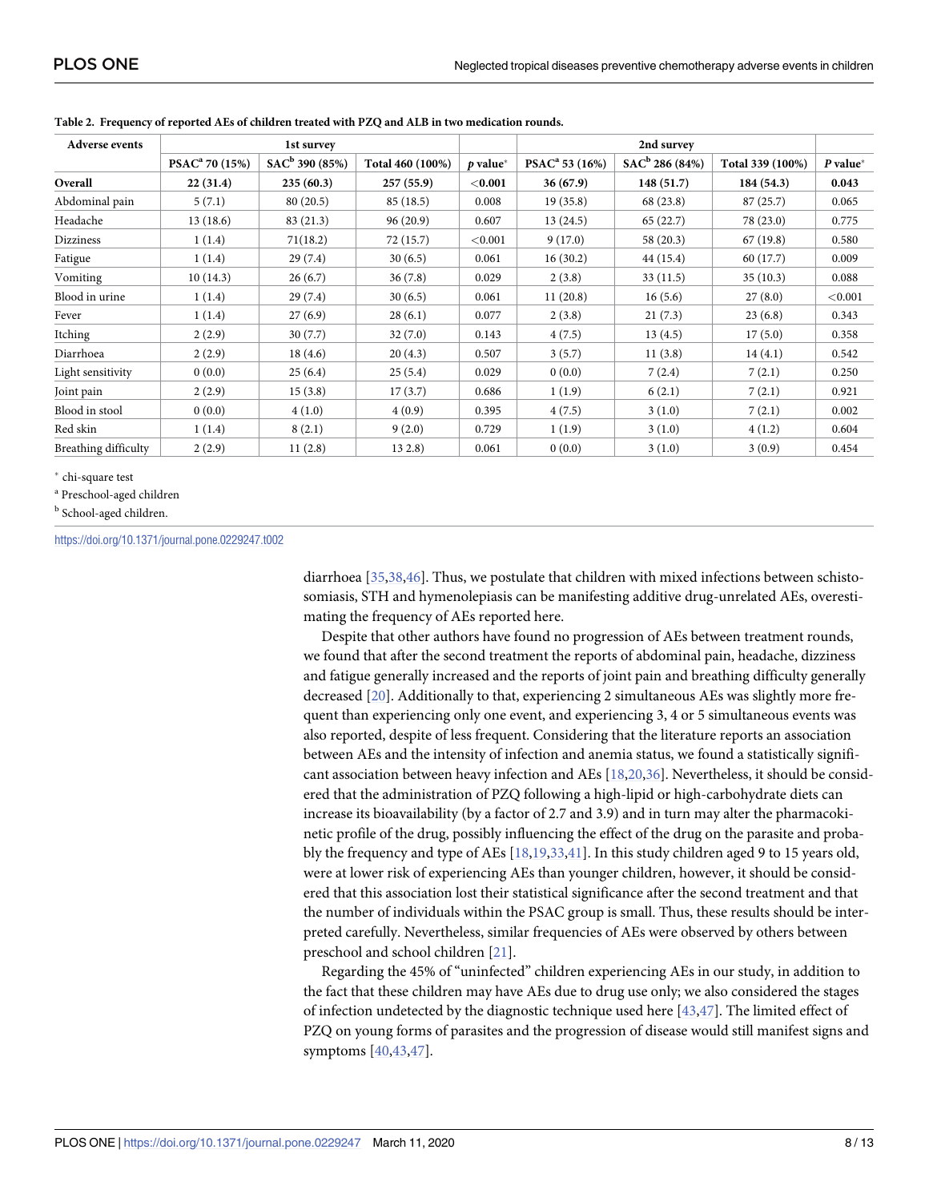**Table 2. Frequency of reported AEs of children treated with PZQ and ALB in two medication rounds.**

| Adverse events | 1st survey | | | | 2nd survey | | | |
|---|---|---|---|---|---|---|---|---|
| | PSAC[a] 70 (15%) | SAC[b] 390 (85%) | Total 460 (100%) | *p* value* | PSAC[a] 53 (16%) | SAC[b] 286 (84%) | Total 339 (100%) | *P* value* |
| **Overall** | **22 (31.4)** | **235 (60.3)** | **257 (55.9)** | **<0.001** | **36 (67.9)** | **148 (51.7)** | **184 (54.3)** | **0.043** |
| Abdominal pain | 5 (7.1) | 80 (20.5) | 85 (18.5) | 0.008 | 19 (35.8) | 68 (23.8) | 87 (25.7) | 0.065 |
| Headache | 13 (18.6) | 83 (21.3) | 96 (20.9) | 0.607 | 13 (24.5) | 65 (22.7) | 78 (23.0) | 0.775 |
| Dizziness | 1 (1.4) | 71(18.2) | 72 (15.7) | <0.001 | 9 (17.0) | 58 (20.3) | 67 (19.8) | 0.580 |
| Fatigue | 1 (1.4) | 29 (7.4) | 30 (6.5) | 0.061 | 16 (30.2) | 44 (15.4) | 60 (17.7) | 0.009 |
| Vomiting | 10 (14.3) | 26 (6.7) | 36 (7.8) | 0.029 | 2 (3.8) | 33 (11.5) | 35 (10.3) | 0.088 |
| Blood in urine | 1 (1.4) | 29 (7.4) | 30 (6.5) | 0.061 | 11 (20.8) | 16 (5.6) | 27 (8.0) | <0.001 |
| Fever | 1 (1.4) | 27 (6.9) | 28 (6.1) | 0.077 | 2 (3.8) | 21 (7.3) | 23 (6.8) | 0.343 |
| Itching | 2 (2.9) | 30 (7.7) | 32 (7.0) | 0.143 | 4 (7.5) | 13 (4.5) | 17 (5.0) | 0.358 |
| Diarrhoea | 2 (2.9) | 18 (4.6) | 20 (4.3) | 0.507 | 3 (5.7) | 11 (3.8) | 14 (4.1) | 0.542 |
| Light sensitivity | 0 (0.0) | 25 (6.4) | 25 (5.4) | 0.029 | 0 (0.0) | 7 (2.4) | 7 (2.1) | 0.250 |
| Joint pain | 2 (2.9) | 15 (3.8) | 17 (3.7) | 0.686 | 1 (1.9) | 6 (2.1) | 7 (2.1) | 0.921 |
| Blood in stool | 0 (0.0) | 4 (1.0) | 4 (0.9) | 0.395 | 4 (7.5) | 3 (1.0) | 7 (2.1) | 0.002 |
| Red skin | 1 (1.4) | 8 (2.1) | 9 (2.0) | 0.729 | 1 (1.9) | 3 (1.0) | 4 (1.2) | 0.604 |
| Breathing difficulty | 2 (2.9) | 11 (2.8) | 13 2.8) | 0.061 | 0 (0.0) | 3 (1.0) | 3 (0.9) | 0.454 |

* chi-square test

[a] Preschool-aged children

[b] School-aged children.

https://doi.org/10.1371/journal.pone.0229247.t002

diarrhoea [35,38,46]. Thus, we postulate that children with mixed infections between schistosomiasis, STH and hymenolepiasis can be manifesting additive drug-unrelated AEs, overestimating the frequency of AEs reported here.

Despite that other authors have found no progression of AEs between treatment rounds, we found that after the second treatment the reports of abdominal pain, headache, dizziness and fatigue generally increased and the reports of joint pain and breathing difficulty generally decreased [20]. Additionally to that, experiencing 2 simultaneous AEs was slightly more frequent than experiencing only one event, and experiencing 3, 4 or 5 simultaneous events was also reported, despite of less frequent. Considering that the literature reports an association between AEs and the intensity of infection and anemia status, we found a statistically significant association between heavy infection and AEs [18,20,36]. Nevertheless, it should be considered that the administration of PZQ following a high-lipid or high-carbohydrate diets can increase its bioavailability (by a factor of 2.7 and 3.9) and in turn may alter the pharmacokinetic profile of the drug, possibly influencing the effect of the drug on the parasite and probably the frequency and type of AEs [18,19,33,41]. In this study children aged 9 to 15 years old, were at lower risk of experiencing AEs than younger children, however, it should be considered that this association lost their statistical significance after the second treatment and that the number of individuals within the PSAC group is small. Thus, these results should be interpreted carefully. Nevertheless, similar frequencies of AEs were observed by others between preschool and school children [21].

Regarding the 45% of "uninfected" children experiencing AEs in our study, in addition to the fact that these children may have AEs due to drug use only; we also considered the stages of infection undetected by the diagnostic technique used here [43,47]. The limited effect of PZQ on young forms of parasites and the progression of disease would still manifest signs and symptoms [40,43,47].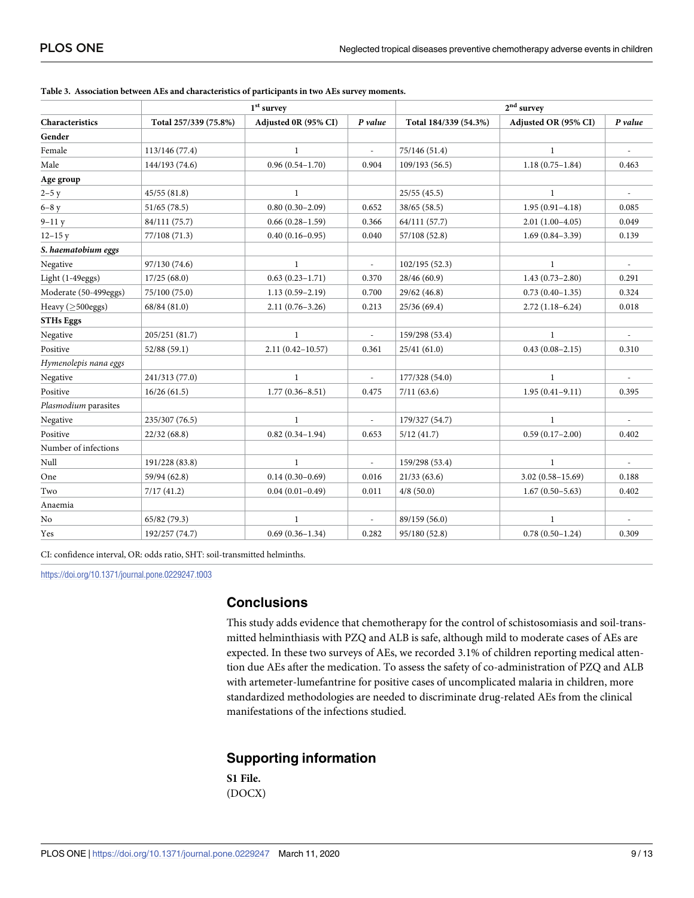**Table 3. Association between AEs and characteristics of participants in two AEs survey moments.**

| | 1st survey | | | 2nd survey | | |
|---|---|---|---|---|---|---|
| **Characteristics** | **Total 257/339 (75.8%)** | **Adjusted 0R (95% CI)** | ***P value*** | **Total 184/339 (54.3%)** | **Adjusted OR (95% CI)** | ***P value*** |
| **Gender** | | | | | | |
| Female | 113/146 (77.4) | 1 | - | 75/146 (51.4) | 1 | - |
| Male | 144/193 (74.6) | 0.96 (0.54–1.70) | 0.904 | 109/193 (56.5) | 1.18 (0.75–1.84) | 0.463 |
| **Age group** | | | | | | |
| 2–5 y | 45/55 (81.8) | 1 | | 25/55 (45.5) | 1 | - |
| 6–8 y | 51/65 (78.5) | 0.80 (0.30–2.09) | 0.652 | 38/65 (58.5) | 1.95 (0.91–4.18) | 0.085 |
| 9–11 y | 84/111 (75.7) | 0.66 (0.28–1.59) | 0.366 | 64/111 (57.7) | 2.01 (1.00–4.05) | 0.049 |
| 12–15 y | 77/108 (71.3) | 0.40 (0.16–0.95) | 0.040 | 57/108 (52.8) | 1.69 (0.84–3.39) | 0.139 |
| ***S. haematobium eggs*** | | | | | | |
| Negative | 97/130 (74.6) | 1 | - | 102/195 (52.3) | 1 | - |
| Light (1-49eggs) | 17/25 (68.0) | 0.63 (0.23–1.71) | 0.370 | 28/46 (60.9) | 1.43 (0.73–2.80) | 0.291 |
| Moderate (50-499eggs) | 75/100 (75.0) | 1.13 (0.59–2.19) | 0.700 | 29/62 (46.8) | 0.73 (0.40–1.35) | 0.324 |
| Heavy (≥500eggs) | 68/84 (81.0) | 2.11 (0.76–3.26) | 0.213 | 25/36 (69.4) | 2.72 (1.18–6.24) | 0.018 |
| **STHs Eggs** | | | | | | |
| Negative | 205/251 (81.7) | 1 | - | 159/298 (53.4) | 1 | - |
| Positive | 52/88 (59.1) | 2.11 (0.42–10.57) | 0.361 | 25/41 (61.0) | 0.43 (0.08–2.15) | 0.310 |
| *Hymenolepis nana eggs* | | | | | | |
| Negative | 241/313 (77.0) | 1 | - | 177/328 (54.0) | 1 | - |
| Positive | 16/26 (61.5) | 1.77 (0.36–8.51) | 0.475 | 7/11 (63.6) | 1.95 (0.41–9.11) | 0.395 |
| *Plasmodium* parasites | | | | | | |
| Negative | 235/307 (76.5) | 1 | - | 179/327 (54.7) | 1 | - |
| Positive | 22/32 (68.8) | 0.82 (0.34–1.94) | 0.653 | 5/12 (41.7) | 0.59 (0.17–2.00) | 0.402 |
| Number of infections | | | | | | |
| Null | 191/228 (83.8) | 1 | - | 159/298 (53.4) | 1 | - |
| One | 59/94 (62.8) | 0.14 (0.30–0.69) | 0.016 | 21/33 (63.6) | 3.02 (0.58–15.69) | 0.188 |
| Two | 7/17 (41.2) | 0.04 (0.01–0.49) | 0.011 | 4/8 (50.0) | 1.67 (0.50–5.63) | 0.402 |
| Anaemia | | | | | | |
| No | 65/82 (79.3) | 1 | - | 89/159 (56.0) | 1 | - |
| Yes | 192/257 (74.7) | 0.69 (0.36–1.34) | 0.282 | 95/180 (52.8) | 0.78 (0.50–1.24) | 0.309 |

CI: confidence interval, OR: odds ratio, SHT: soil-transmitted helminths.

https://doi.org/10.1371/journal.pone.0229247.t003

## Conclusions

This study adds evidence that chemotherapy for the control of schistosomiasis and soil-transmitted helminthiasis with PZQ and ALB is safe, although mild to moderate cases of AEs are expected. In these two surveys of AEs, we recorded 3.1% of children reporting medical attention due AEs after the medication. To assess the safety of co-administration of PZQ and ALB with artemeter-lumefantrine for positive cases of uncomplicated malaria in children, more standardized methodologies are needed to discriminate drug-related AEs from the clinical manifestations of the infections studied.

## Supporting information

**S1 File.**
(DOCX)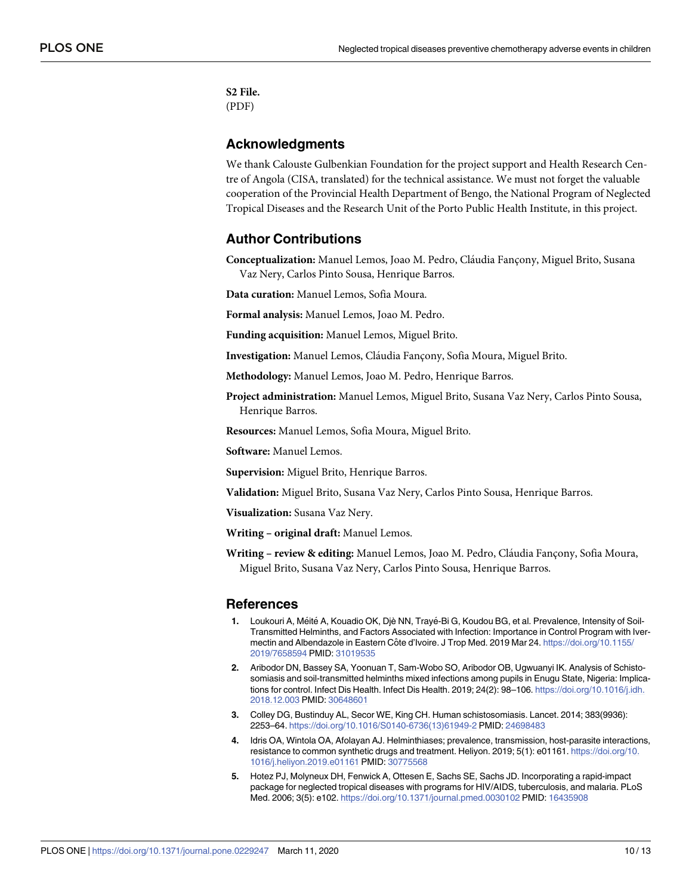**S2 File.**
(PDF)

## Acknowledgments

We thank Calouste Gulbenkian Foundation for the project support and Health Research Centre of Angola (CISA, translated) for the technical assistance. We must not forget the valuable cooperation of the Provincial Health Department of Bengo, the National Program of Neglected Tropical Diseases and the Research Unit of the Porto Public Health Institute, in this project.

## Author Contributions

**Conceptualization:** Manuel Lemos, Joao M. Pedro, Cláudia Fançony, Miguel Brito, Susana Vaz Nery, Carlos Pinto Sousa, Henrique Barros.

**Data curation:** Manuel Lemos, Sofia Moura.

**Formal analysis:** Manuel Lemos, Joao M. Pedro.

**Funding acquisition:** Manuel Lemos, Miguel Brito.

**Investigation:** Manuel Lemos, Cláudia Fançony, Sofia Moura, Miguel Brito.

**Methodology:** Manuel Lemos, Joao M. Pedro, Henrique Barros.

**Project administration:** Manuel Lemos, Miguel Brito, Susana Vaz Nery, Carlos Pinto Sousa, Henrique Barros.

**Resources:** Manuel Lemos, Sofia Moura, Miguel Brito.

**Software:** Manuel Lemos.

**Supervision:** Miguel Brito, Henrique Barros.

**Validation:** Miguel Brito, Susana Vaz Nery, Carlos Pinto Sousa, Henrique Barros.

**Visualization:** Susana Vaz Nery.

**Writing – original draft:** Manuel Lemos.

**Writing – review & editing:** Manuel Lemos, Joao M. Pedro, Cláudia Fançony, Sofia Moura, Miguel Brito, Susana Vaz Nery, Carlos Pinto Sousa, Henrique Barros.

## References

1. Loukouri A, Méité A, Kouadio OK, Djè NN, Trayé-Bi G, Koudou BG, et al. Prevalence, Intensity of Soil-Transmitted Helminths, and Factors Associated with Infection: Importance in Control Program with Ivermectin and Albendazole in Eastern Côte d'Ivoire. J Trop Med. 2019 Mar 24. https://doi.org/10.1155/2019/7658594 PMID: 31019535
2. Aribodor DN, Bassey SA, Yoonuan T, Sam-Wobo SO, Aribodor OB, Ugwuanyi IK. Analysis of Schistosomiasis and soil-transmitted helminths mixed infections among pupils in Enugu State, Nigeria: Implications for control. Infect Dis Health. Infect Dis Health. 2019; 24(2): 98–106. https://doi.org/10.1016/j.idh.2018.12.003 PMID: 30648601
3. Colley DG, Bustinduy AL, Secor WE, King CH. Human schistosomiasis. Lancet. 2014; 383(9936): 2253–64. https://doi.org/10.1016/S0140-6736(13)61949-2 PMID: 24698483
4. Idris OA, Wintola OA, Afolayan AJ. Helminthiases; prevalence, transmission, host-parasite interactions, resistance to common synthetic drugs and treatment. Heliyon. 2019; 5(1): e01161. https://doi.org/10.1016/j.heliyon.2019.e01161 PMID: 30775568
5. Hotez PJ, Molyneux DH, Fenwick A, Ottesen E, Sachs SE, Sachs JD. Incorporating a rapid-impact package for neglected tropical diseases with programs for HIV/AIDS, tuberculosis, and malaria. PLoS Med. 2006; 3(5): e102. https://doi.org/10.1371/journal.pmed.0030102 PMID: 16435908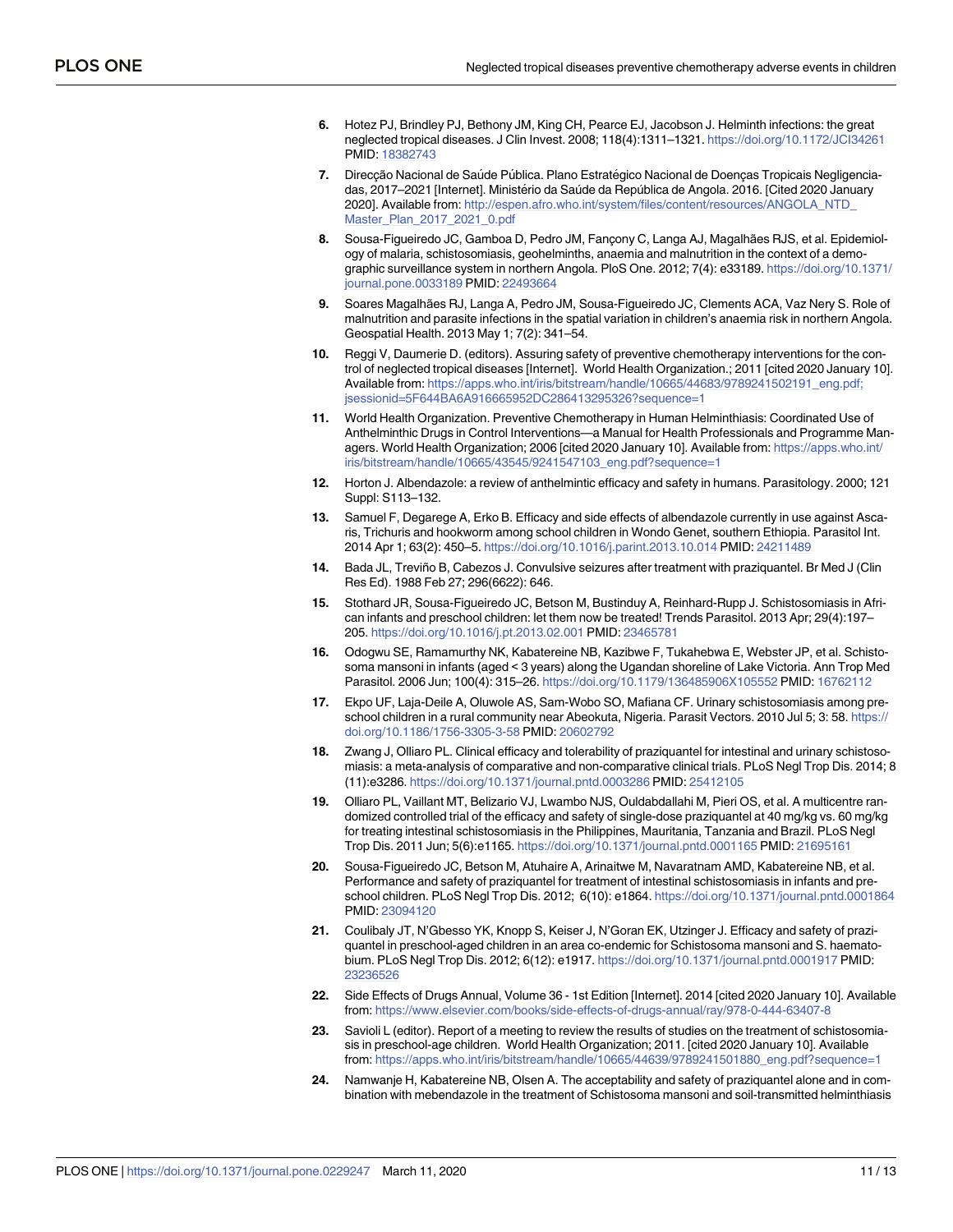6. Hotez PJ, Brindley PJ, Bethony JM, King CH, Pearce EJ, Jacobson J. Helminth infections: the great neglected tropical diseases. J Clin Invest. 2008; 118(4):1311–1321. https://doi.org/10.1172/JCI34261 PMID: 18382743

7. Direcção Nacional de Saúde Pública. Plano Estratégico Nacional de Doenças Tropicais Negligenciadas, 2017–2021 [Internet]. Ministério da Saúde da República de Angola. 2016. [Cited 2020 January 2020]. Available from: http://espen.afro.who.int/system/files/content/resources/ANGOLA_NTD_Master_Plan_2017_2021_0.pdf

8. Sousa-Figueiredo JC, Gamboa D, Pedro JM, Fançony C, Langa AJ, Magalhães RJS, et al. Epidemiology of malaria, schistosomiasis, geohelminths, anaemia and malnutrition in the context of a demographic surveillance system in northern Angola. PloS One. 2012; 7(4): e33189. https://doi.org/10.1371/journal.pone.0033189 PMID: 22493664

9. Soares Magalhães RJ, Langa A, Pedro JM, Sousa-Figueiredo JC, Clements ACA, Vaz Nery S. Role of malnutrition and parasite infections in the spatial variation in children's anaemia risk in northern Angola. Geospatial Health. 2013 May 1; 7(2): 341–54.

10. Reggi V, Daumerie D. (editors). Assuring safety of preventive chemotherapy interventions for the control of neglected tropical diseases [Internet]. World Health Organization.; 2011 [cited 2020 January 10]. Available from: https://apps.who.int/iris/bitstream/handle/10665/44683/9789241502191_eng.pdf;jsessionid=5F644BA6A916665952DC286413295326?sequence=1

11. World Health Organization. Preventive Chemotherapy in Human Helminthiasis: Coordinated Use of Anthelminthic Drugs in Control Interventions—a Manual for Health Professionals and Programme Managers. World Health Organization; 2006 [cited 2020 January 10]. Available from: https://apps.who.int/iris/bitstream/handle/10665/43545/9241547103_eng.pdf?sequence=1

12. Horton J. Albendazole: a review of anthelmintic efficacy and safety in humans. Parasitology. 2000; 121 Suppl: S113–132.

13. Samuel F, Degarege A, Erko B. Efficacy and side effects of albendazole currently in use against Ascaris, Trichuris and hookworm among school children in Wondo Genet, southern Ethiopia. Parasitol Int. 2014 Apr 1; 63(2): 450–5. https://doi.org/10.1016/j.parint.2013.10.014 PMID: 24211489

14. Bada JL, Treviño B, Cabezos J. Convulsive seizures after treatment with praziquantel. Br Med J (Clin Res Ed). 1988 Feb 27; 296(6622): 646.

15. Stothard JR, Sousa-Figueiredo JC, Betson M, Bustinduy A, Reinhard-Rupp J. Schistosomiasis in African infants and preschool children: let them now be treated! Trends Parasitol. 2013 Apr; 29(4):197–205. https://doi.org/10.1016/j.pt.2013.02.001 PMID: 23465781

16. Odogwu SE, Ramamurthy NK, Kabatereine NB, Kazibwe F, Tukahebwa E, Webster JP, et al. Schistosoma mansoni in infants (aged < 3 years) along the Ugandan shoreline of Lake Victoria. Ann Trop Med Parasitol. 2006 Jun; 100(4): 315–26. https://doi.org/10.1179/136485906X105552 PMID: 16762112

17. Ekpo UF, Laja-Deile A, Oluwole AS, Sam-Wobo SO, Mafiana CF. Urinary schistosomiasis among preschool children in a rural community near Abeokuta, Nigeria. Parasit Vectors. 2010 Jul 5; 3: 58. https://doi.org/10.1186/1756-3305-3-58 PMID: 20602792

18. Zwang J, Olliaro PL. Clinical efficacy and tolerability of praziquantel for intestinal and urinary schistosomiasis: a meta-analysis of comparative and non-comparative clinical trials. PLoS Negl Trop Dis. 2014; 8 (11):e3286. https://doi.org/10.1371/journal.pntd.0003286 PMID: 25412105

19. Olliaro PL, Vaillant MT, Belizario VJ, Lwambo NJS, Ouldabdallahi M, Pieri OS, et al. A multicentre randomized controlled trial of the efficacy and safety of single-dose praziquantel at 40 mg/kg vs. 60 mg/kg for treating intestinal schistosomiasis in the Philippines, Mauritania, Tanzania and Brazil. PLoS Negl Trop Dis. 2011 Jun; 5(6):e1165. https://doi.org/10.1371/journal.pntd.0001165 PMID: 21695161

20. Sousa-Figueiredo JC, Betson M, Atuhaire A, Arinaitwe M, Navaratnam AMD, Kabatereine NB, et al. Performance and safety of praziquantel for treatment of intestinal schistosomiasis in infants and preschool children. PLoS Negl Trop Dis. 2012; 6(10): e1864. https://doi.org/10.1371/journal.pntd.0001864 PMID: 23094120

21. Coulibaly JT, N'Gbesso YK, Knopp S, Keiser J, N'Goran EK, Utzinger J. Efficacy and safety of praziquantel in preschool-aged children in an area co-endemic for Schistosoma mansoni and S. haematobium. PLoS Negl Trop Dis. 2012; 6(12): e1917. https://doi.org/10.1371/journal.pntd.0001917 PMID: 23236526

22. Side Effects of Drugs Annual, Volume 36 - 1st Edition [Internet]. 2014 [cited 2020 January 10]. Available from: https://www.elsevier.com/books/side-effects-of-drugs-annual/ray/978-0-444-63407-8

23. Savioli L (editor). Report of a meeting to review the results of studies on the treatment of schistosomiasis in preschool-age children. World Health Organization; 2011. [cited 2020 January 10]. Available from: https://apps.who.int/iris/bitstream/handle/10665/44639/9789241501880_eng.pdf?sequence=1

24. Namwanje H, Kabatereine NB, Olsen A. The acceptability and safety of praziquantel alone and in combination with mebendazole in the treatment of Schistosoma mansoni and soil-transmitted helminthiasis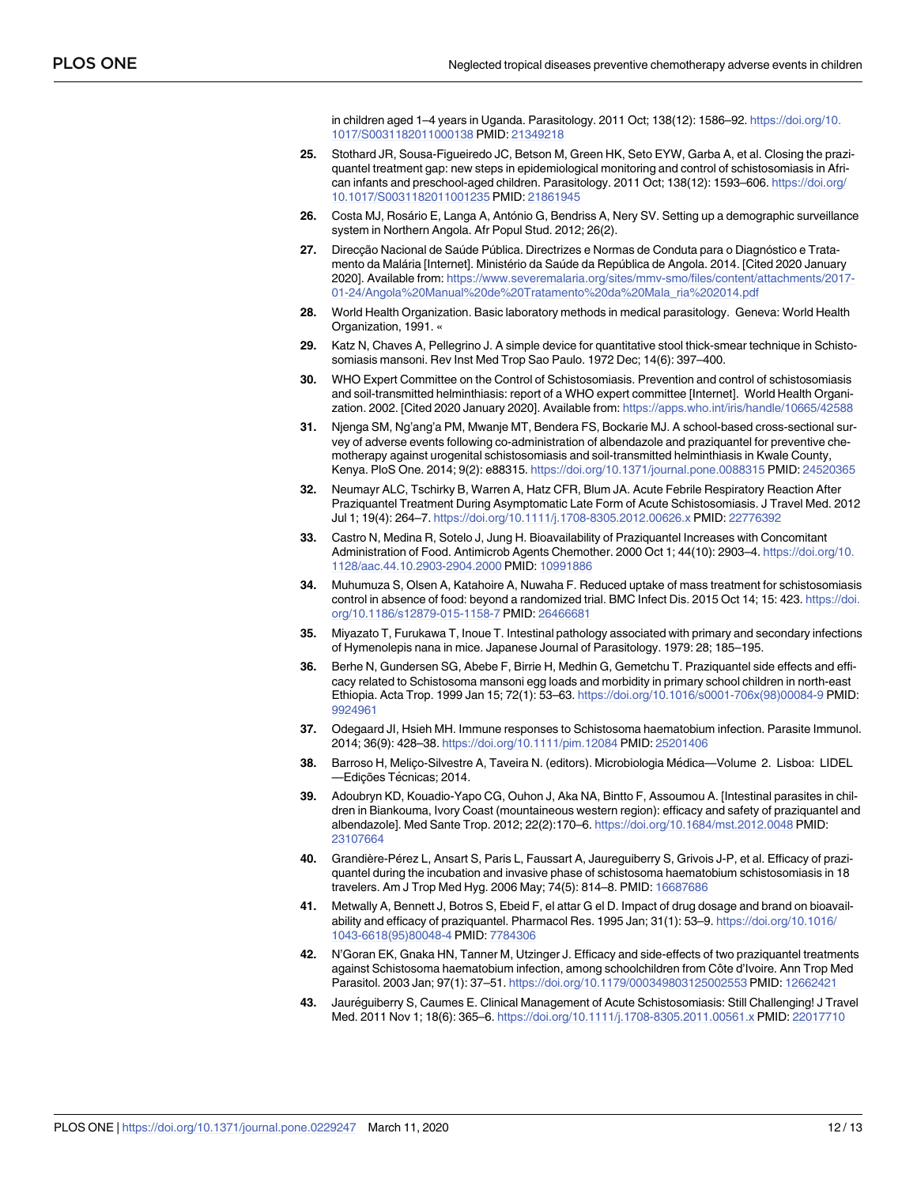in children aged 1–4 years in Uganda. Parasitology. 2011 Oct; 138(12): 1586–92. https://doi.org/10.1017/S0031182011000138 PMID: 21349218

25. Stothard JR, Sousa-Figueiredo JC, Betson M, Green HK, Seto EYW, Garba A, et al. Closing the praziquantel treatment gap: new steps in epidemiological monitoring and control of schistosomiasis in African infants and preschool-aged children. Parasitology. 2011 Oct; 138(12): 1593–606. https://doi.org/10.1017/S0031182011001235 PMID: 21861945

26. Costa MJ, Rosário E, Langa A, António G, Bendriss A, Nery SV. Setting up a demographic surveillance system in Northern Angola. Afr Popul Stud. 2012; 26(2).

27. Direcção Nacional de Saúde Pública. Directrizes e Normas de Conduta para o Diagnóstico e Tratamento da Malária [Internet]. Ministério da Saúde da República de Angola. 2014. [Cited 2020 January 2020]. Available from: https://www.severemalaria.org/sites/mmv-smo/files/content/attachments/2017-01-24/Angola%20Manual%20de%20Tratamento%20da%20Mala_ria%202014.pdf

28. World Health Organization. Basic laboratory methods in medical parasitology. Geneva: World Health Organization, 1991. «

29. Katz N, Chaves A, Pellegrino J. A simple device for quantitative stool thick-smear technique in Schistosomiasis mansoni. Rev Inst Med Trop Sao Paulo. 1972 Dec; 14(6): 397–400.

30. WHO Expert Committee on the Control of Schistosomiasis. Prevention and control of schistosomiasis and soil-transmitted helminthiasis: report of a WHO expert committee [Internet]. World Health Organization. 2002. [Cited 2020 January 2020]. Available from: https://apps.who.int/iris/handle/10665/42588

31. Njenga SM, Ng'ang'a PM, Mwanje MT, Bendera FS, Bockarie MJ. A school-based cross-sectional survey of adverse events following co-administration of albendazole and praziquantel for preventive chemotherapy against urogenital schistosomiasis and soil-transmitted helminthiasis in Kwale County, Kenya. PloS One. 2014; 9(2): e88315. https://doi.org/10.1371/journal.pone.0088315 PMID: 24520365

32. Neumayr ALC, Tschirky B, Warren A, Hatz CFR, Blum JA. Acute Febrile Respiratory Reaction After Praziquantel Treatment During Asymptomatic Late Form of Acute Schistosomiasis. J Travel Med. 2012 Jul 1; 19(4): 264–7. https://doi.org/10.1111/j.1708-8305.2012.00626.x PMID: 22776392

33. Castro N, Medina R, Sotelo J, Jung H. Bioavailability of Praziquantel Increases with Concomitant Administration of Food. Antimicrob Agents Chemother. 2000 Oct 1; 44(10): 2903–4. https://doi.org/10.1128/aac.44.10.2903-2904.2000 PMID: 10991886

34. Muhumuza S, Olsen A, Katahoire A, Nuwaha F. Reduced uptake of mass treatment for schistosomiasis control in absence of food: beyond a randomized trial. BMC Infect Dis. 2015 Oct 14; 15: 423. https://doi.org/10.1186/s12879-015-1158-7 PMID: 26466681

35. Miyazato T, Furukawa T, Inoue T. Intestinal pathology associated with primary and secondary infections of Hymenolepis nana in mice. Japanese Journal of Parasitology. 1979: 28; 185–195.

36. Berhe N, Gundersen SG, Abebe F, Birrie H, Medhin G, Gemetchu T. Praziquantel side effects and efficacy related to Schistosoma mansoni egg loads and morbidity in primary school children in north-east Ethiopia. Acta Trop. 1999 Jan 15; 72(1): 53–63. https://doi.org/10.1016/s0001-706x(98)00084-9 PMID: 9924961

37. Odegaard JI, Hsieh MH. Immune responses to Schistosoma haematobium infection. Parasite Immunol. 2014; 36(9): 428–38. https://doi.org/10.1111/pim.12084 PMID: 25201406

38. Barroso H, Meliço-Silvestre A, Taveira N. (editors). Microbiologia Médica—Volume 2. Lisboa: LIDEL—Edições Técnicas; 2014.

39. Adoubryn KD, Kouadio-Yapo CG, Ouhon J, Aka NA, Bintto F, Assoumou A. [Intestinal parasites in children in Biankouma, Ivory Coast (mountaineous western region): efficacy and safety of praziquantel and albendazole]. Med Sante Trop. 2012; 22(2):170–6. https://doi.org/10.1684/mst.2012.0048 PMID: 23107664

40. Grandière-Pérez L, Ansart S, Paris L, Faussart A, Jaureguiberry S, Grivois J-P, et al. Efficacy of praziquantel during the incubation and invasive phase of schistosoma haematobium schistosomiasis in 18 travelers. Am J Trop Med Hyg. 2006 May; 74(5): 814–8. PMID: 16687686

41. Metwally A, Bennett J, Botros S, Ebeid F, el attar G el D. Impact of drug dosage and brand on bioavailability and efficacy of praziquantel. Pharmacol Res. 1995 Jan; 31(1): 53–9. https://doi.org/10.1016/1043-6618(95)80048-4 PMID: 7784306

42. N'Goran EK, Gnaka HN, Tanner M, Utzinger J. Efficacy and side-effects of two praziquantel treatments against Schistosoma haematobium infection, among schoolchildren from Côte d'Ivoire. Ann Trop Med Parasitol. 2003 Jan; 97(1): 37–51. https://doi.org/10.1179/000349803125002553 PMID: 12662421

43. Jauréguiberry S, Caumes E. Clinical Management of Acute Schistosomiasis: Still Challenging! J Travel Med. 2011 Nov 1; 18(6): 365–6. https://doi.org/10.1111/j.1708-8305.2011.00561.x PMID: 22017710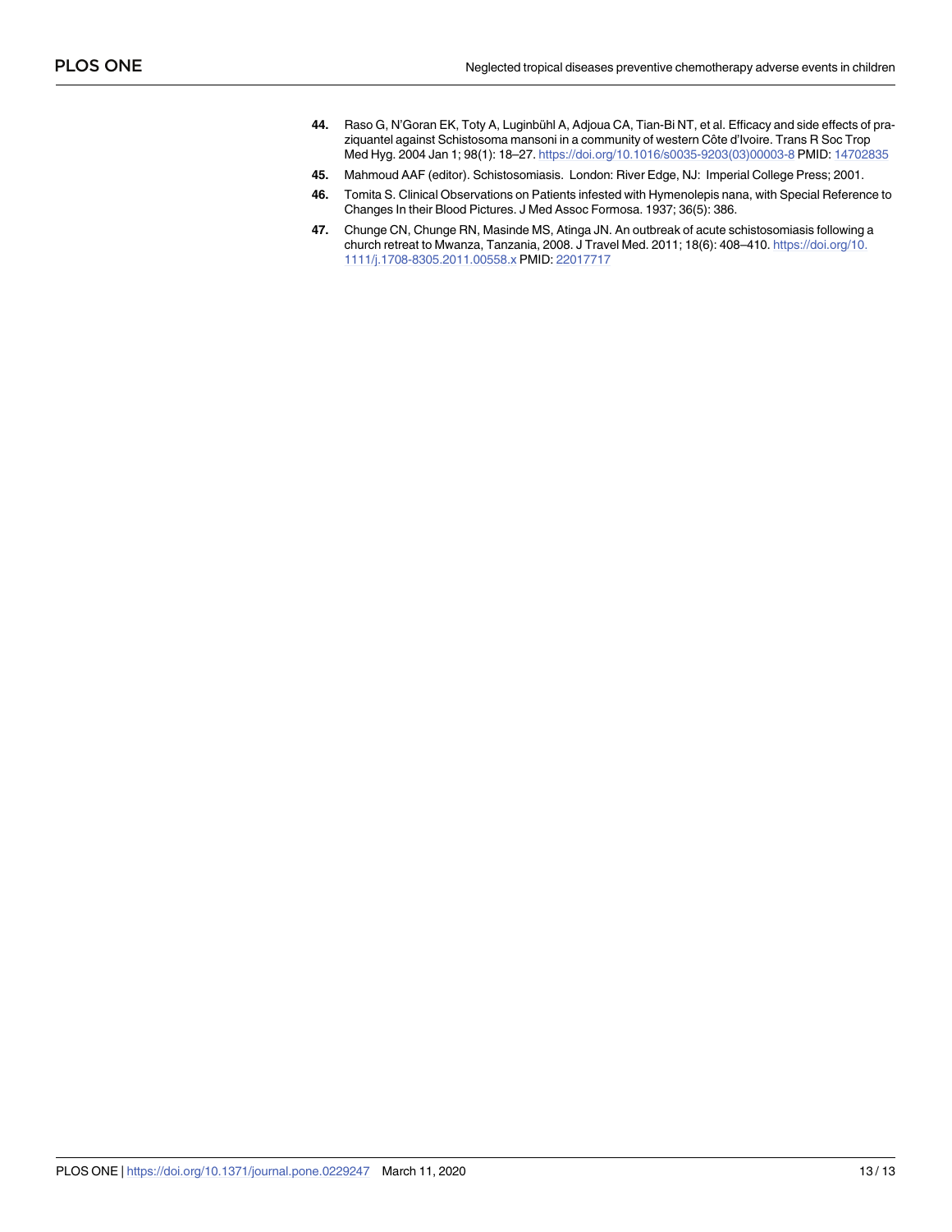44. Raso G, N'Goran EK, Toty A, Luginbühl A, Adjoua CA, Tian-Bi NT, et al. Efficacy and side effects of praziquantel against Schistosoma mansoni in a community of western Côte d'Ivoire. Trans R Soc Trop Med Hyg. 2004 Jan 1; 98(1): 18–27. https://doi.org/10.1016/s0035-9203(03)00003-8 PMID: 14702835

45. Mahmoud AAF (editor). Schistosomiasis. London: River Edge, NJ: Imperial College Press; 2001.

46. Tomita S. Clinical Observations on Patients infested with Hymenolepis nana, with Special Reference to Changes In their Blood Pictures. J Med Assoc Formosa. 1937; 36(5): 386.

47. Chunge CN, Chunge RN, Masinde MS, Atinga JN. An outbreak of acute schistosomiasis following a church retreat to Mwanza, Tanzania, 2008. J Travel Med. 2011; 18(6): 408–410. https://doi.org/10.1111/j.1708-8305.2011.00558.x PMID: 22017717